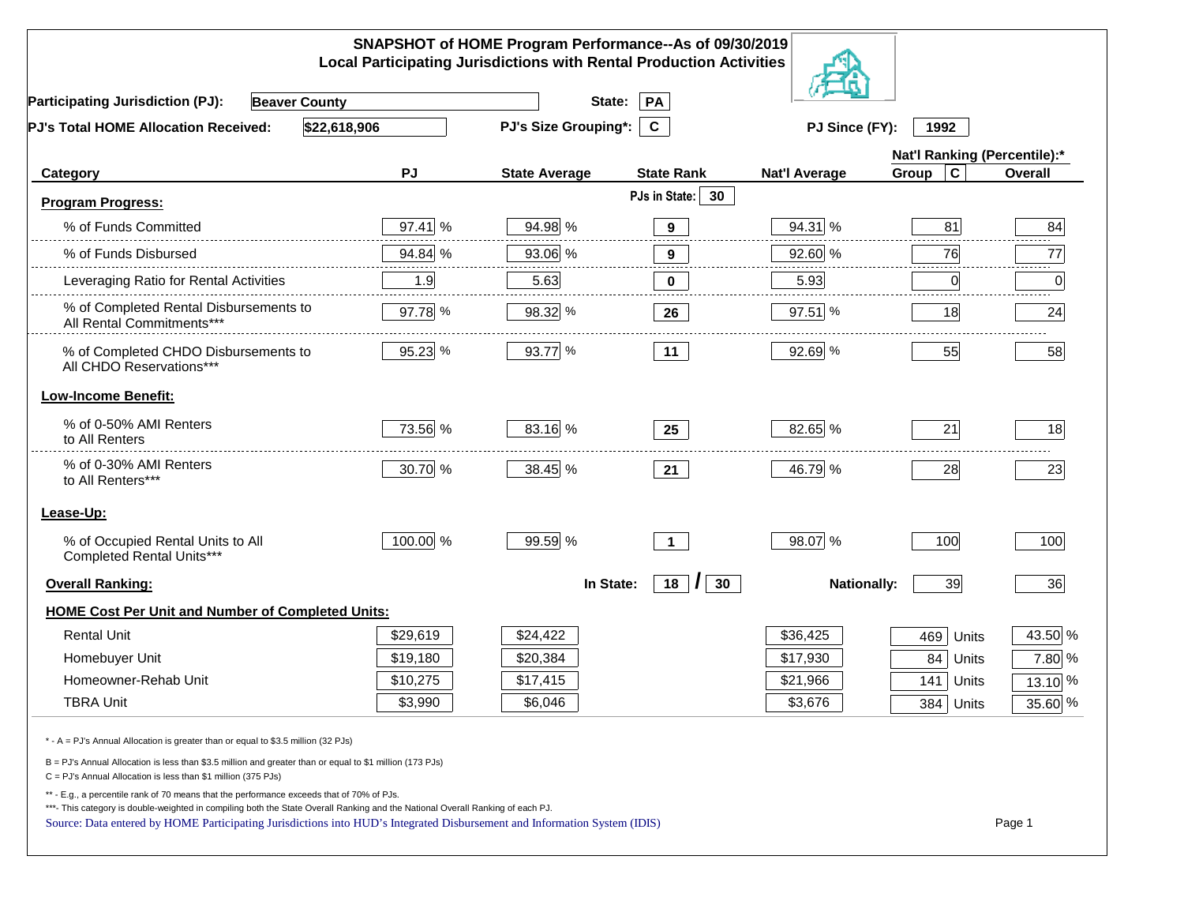# SNAPSHOT of HOME Program Performance--As of 09/30/2019
## Local Participating Jurisdictions with Rental Production Activities

**Participating Jurisdiction (PJ):** Beaver County  **State:** PA

**PJ's Total HOME Allocation Received:** $22,618,906  **PJ's Size Grouping*:** C  **PJ Since (FY):** 1992

| Category | PJ | State Average | State Rank | Nat'l Average | Nat'l Ranking (Percentile):* Group C | Overall |
|---|---|---|---|---|---|---|
| **Program Progress:** | | | PJs in State: 30 | | | |
| % of Funds Committed | 97.41 % | 94.98 % | 9 | 94.31 % | 81 | 84 |
| % of Funds Disbursed | 94.84 % | 93.06 % | 9 | 92.60 % | 76 | 77 |
| Leveraging Ratio for Rental Activities | 1.9 | 5.63 | 0 | 5.93 | 0 | 0 |
| % of Completed Rental Disbursements to All Rental Commitments*** | 97.78 % | 98.32 % | 26 | 97.51 % | 18 | 24 |
| % of Completed CHDO Disbursements to All CHDO Reservations*** | 95.23 % | 93.77 % | 11 | 92.69 % | 55 | 58 |
| **Low-Income Benefit:** | | | | | | |
| % of 0-50% AMI Renters to All Renters | 73.56 % | 83.16 % | 25 | 82.65 % | 21 | 18 |
| % of 0-30% AMI Renters to All Renters*** | 30.70 % | 38.45 % | 21 | 46.79 % | 28 | 23 |
| **Lease-Up:** | | | | | | |
| % of Occupied Rental Units to All Completed Rental Units*** | 100.00 % | 99.59 % | 1 | 98.07 % | 100 | 100 |
| **Overall Ranking:** | | In State: | 18 / 30 | Nationally: | 39 | 36 |
| **HOME Cost Per Unit and Number of Completed Units:** | | | | | | |
| Rental Unit | $29,619 | $24,422 | | $36,425 | 469 Units | 43.50 % |
| Homebuyer Unit | $19,180 | $20,384 | | $17,930 | 84 Units | 7.80 % |
| Homeowner-Rehab Unit | $10,275 | $17,415 | | $21,966 | 141 Units | 13.10 % |
| TBRA Unit | $3,990 | $6,046 | | $3,676 | 384 Units | 35.60 % |

\* - A = PJ's Annual Allocation is greater than or equal to $3.5 million (32 PJs)

B = PJ's Annual Allocation is less than $3.5 million and greater than or equal to $1 million (173 PJs)

C = PJ's Annual Allocation is less than $1 million (375 PJs)

** - E.g., a percentile rank of 70 means that the performance exceeds that of 70% of PJs.

***- This category is double-weighted in compiling both the State Overall Ranking and the National Overall Ranking of each PJ.

Source: Data entered by HOME Participating Jurisdictions into HUD's Integrated Disbursement and Information System (IDIS)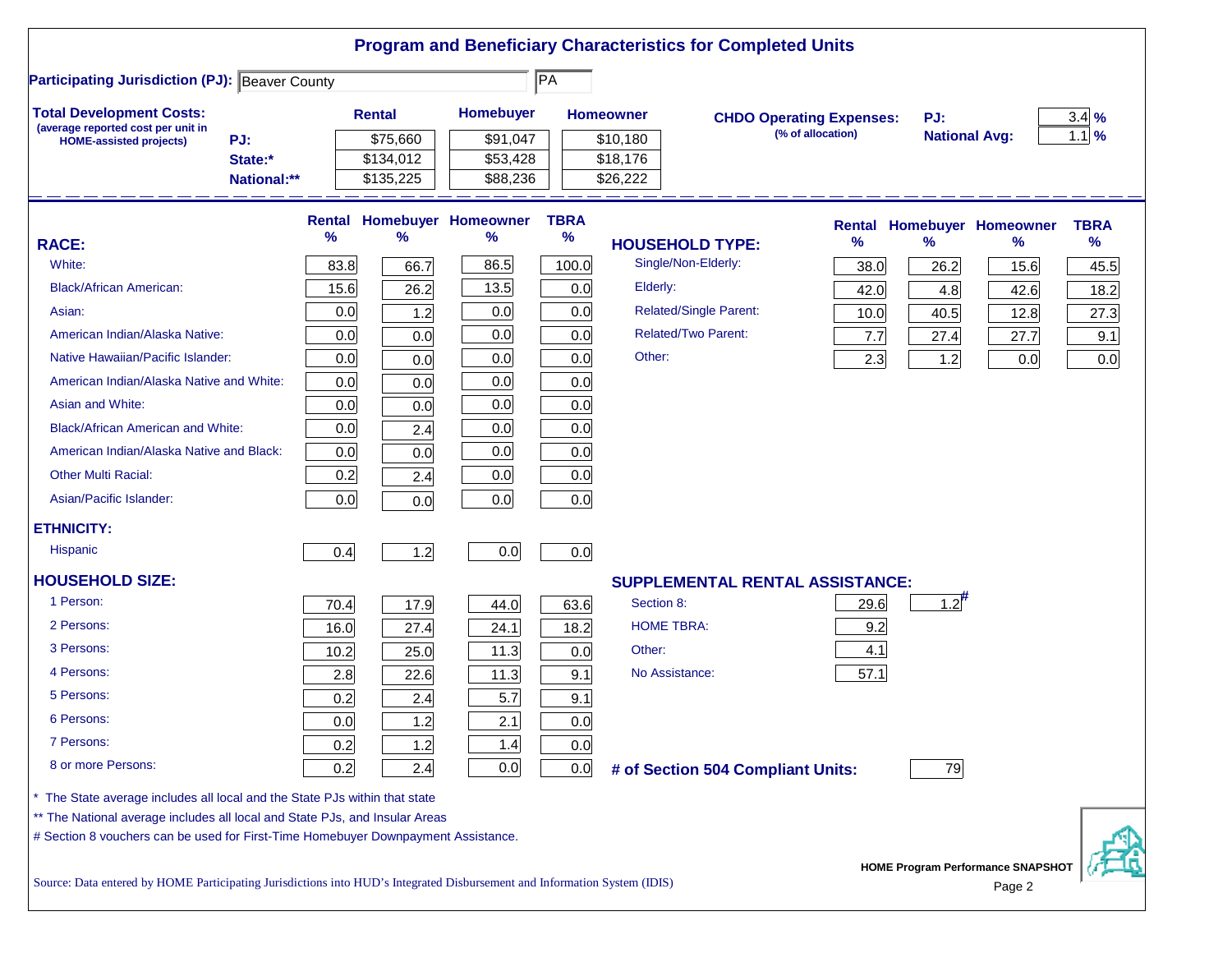# Program and Beneficiary Characteristics for Completed Units

**Participating Jurisdiction (PJ):** Beaver County | PA

**Total Development Costs:** (average reported cost per unit in HOME-assisted projects)

| | Rental | Homebuyer | Homeowner |
|---|---|---|---|
| PJ: | $75,660 | $91,047 | $10,180 |
| State:* | $134,012 | $53,428 | $18,176 |
| National:** | $135,225 | $88,236 | $26,222 |

**CHDO Operating Expenses:** (% of allocation)

| | |
|---|---|
| PJ: | 3.4 % |
| National Avg: | 1.1 % |

| RACE: | Rental % | Homebuyer % | Homeowner % | TBRA % |
|---|---|---|---|---|
| White: | 83.8 | 66.7 | 86.5 | 100.0 |
| Black/African American: | 15.6 | 26.2 | 13.5 | 0.0 |
| Asian: | 0.0 | 1.2 | 0.0 | 0.0 |
| American Indian/Alaska Native: | 0.0 | 0.0 | 0.0 | 0.0 |
| Native Hawaiian/Pacific Islander: | 0.0 | 0.0 | 0.0 | 0.0 |
| American Indian/Alaska Native and White: | 0.0 | 0.0 | 0.0 | 0.0 |
| Asian and White: | 0.0 | 0.0 | 0.0 | 0.0 |
| Black/African American and White: | 0.0 | 2.4 | 0.0 | 0.0 |
| American Indian/Alaska Native and Black: | 0.0 | 0.0 | 0.0 | 0.0 |
| Other Multi Racial: | 0.2 | 2.4 | 0.0 | 0.0 |
| Asian/Pacific Islander: | 0.0 | 0.0 | 0.0 | 0.0 |
| **ETHNICITY:** | | | | |
| Hispanic | 0.4 | 1.2 | 0.0 | 0.0 |
| **HOUSEHOLD SIZE:** | | | | |
| 1 Person: | 70.4 | 17.9 | 44.0 | 63.6 |
| 2 Persons: | 16.0 | 27.4 | 24.1 | 18.2 |
| 3 Persons: | 10.2 | 25.0 | 11.3 | 0.0 |
| 4 Persons: | 2.8 | 22.6 | 11.3 | 9.1 |
| 5 Persons: | 0.2 | 2.4 | 5.7 | 9.1 |
| 6 Persons: | 0.0 | 1.2 | 2.1 | 0.0 |
| 7 Persons: | 0.2 | 1.2 | 1.4 | 0.0 |
| 8 or more Persons: | 0.2 | 2.4 | 0.0 | 0.0 |

| HOUSEHOLD TYPE: | Rental % | Homebuyer % | Homeowner % | TBRA % |
|---|---|---|---|---|
| Single/Non-Elderly: | 38.0 | 26.2 | 15.6 | 45.5 |
| Elderly: | 42.0 | 4.8 | 42.6 | 18.2 |
| Related/Single Parent: | 10.0 | 40.5 | 12.8 | 27.3 |
| Related/Two Parent: | 7.7 | 27.4 | 27.7 | 9.1 |
| Other: | 2.3 | 1.2 | 0.0 | 0.0 |

| SUPPLEMENTAL RENTAL ASSISTANCE: | Rental | Homebuyer |
|---|---|---|
| Section 8: | 29.6 | 1.2# |
| HOME TBRA: | 9.2 | |
| Other: | 4.1 | |
| No Assistance: | 57.1 | |

**# of Section 504 Compliant Units:** 79

\* The State average includes all local and the State PJs within that state

\** The National average includes all local and State PJs, and Insular Areas

\# Section 8 vouchers can be used for First-Time Homebuyer Downpayment Assistance.

Source: Data entered by HOME Participating Jurisdictions into HUD's Integrated Disbursement and Information System (IDIS)

HOME Program Performance SNAPSHOT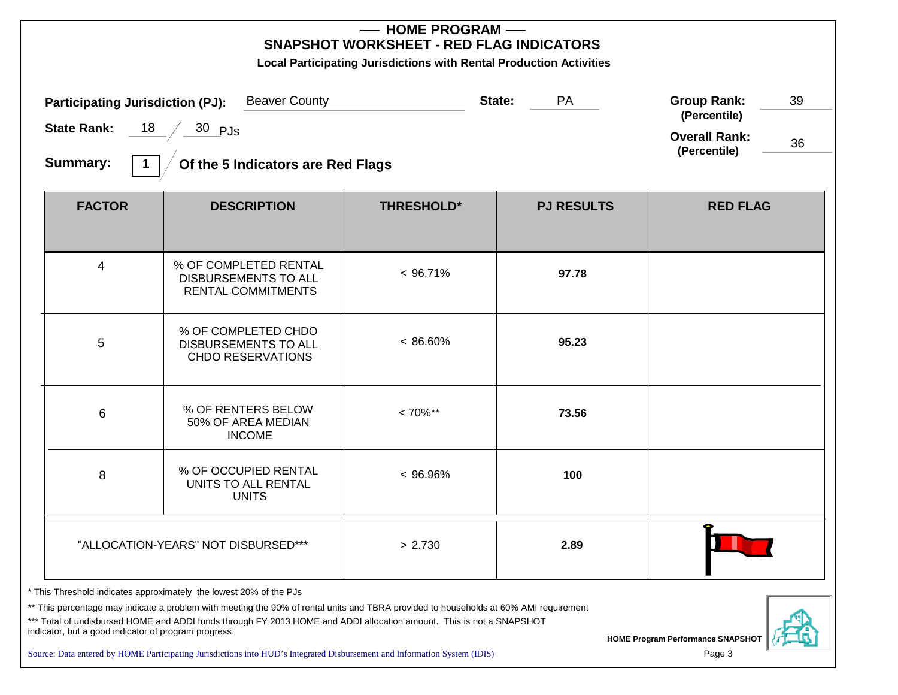# HOME PROGRAM
## SNAPSHOT WORKSHEET - RED FLAG INDICATORS
### Local Participating Jurisdictions with Rental Production Activities

**Participating Jurisdiction (PJ):** Beaver County  **State:** PA  **Group Rank (Percentile):** 39

**State Rank:** 18 / 30 PJs  **Overall Rank (Percentile):** 36

**Summary:** 1 / **Of the 5 Indicators are Red Flags**

| FACTOR | DESCRIPTION | THRESHOLD* | PJ RESULTS | RED FLAG |
|---|---|---|---|---|
| 4 | % OF COMPLETED RENTAL DISBURSEMENTS TO ALL RENTAL COMMITMENTS | < 96.71% | **97.78** | |
| 5 | % OF COMPLETED CHDO DISBURSEMENTS TO ALL CHDO RESERVATIONS | < 86.60% | **95.23** | |
| 6 | % OF RENTERS BELOW 50% OF AREA MEDIAN INCOME | < 70%** | **73.56** | |
| 8 | % OF OCCUPIED RENTAL UNITS TO ALL RENTAL UNITS | < 96.96% | **100** | |
| "ALLOCATION-YEARS" NOT DISBURSED*** | | > 2.730 | **2.89** | Red Flag |

\* This Threshold indicates approximately the lowest 20% of the PJs

** This percentage may indicate a problem with meeting the 90% of rental units and TBRA provided to households at 60% AMI requirement

*** Total of undisbursed HOME and ADDI funds through FY 2013 HOME and ADDI allocation amount. This is not a SNAPSHOT indicator, but a good indicator of program progress.

**HOME Program Performance SNAPSHOT**

Source: Data entered by HOME Participating Jurisdictions into HUD's Integrated Disbursement and Information System (IDIS)